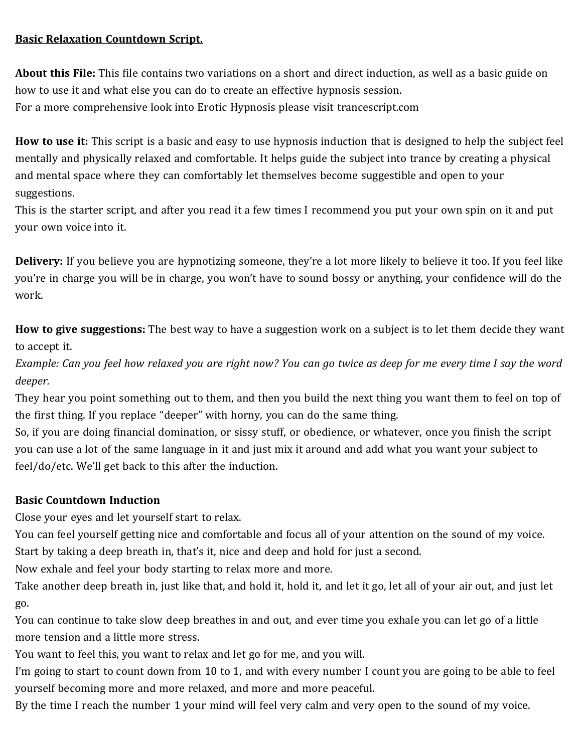**Basic Relaxation Countdown Script.**

**About this File:** This file contains two variations on a short and direct induction, as well as a basic guide on how to use it and what else you can do to create an effective hypnosis session.
For a more comprehensive look into Erotic Hypnosis please visit trancescript.com

**How to use it:** This script is a basic and easy to use hypnosis induction that is designed to help the subject feel mentally and physically relaxed and comfortable. It helps guide the subject into trance by creating a physical and mental space where they can comfortably let themselves become suggestible and open to your suggestions.
This is the starter script, and after you read it a few times I recommend you put your own spin on it and put your own voice into it.

**Delivery:** If you believe you are hypnotizing someone, they're a lot more likely to believe it too. If you feel like you're in charge you will be in charge, you won't have to sound bossy or anything, your confidence will do the work.

**How to give suggestions:** The best way to have a suggestion work on a subject is to let them decide they want to accept it.
*Example: Can you feel how relaxed you are right now? You can go twice as deep for me every time I say the word deeper.*
They hear you point something out to them, and then you build the next thing you want them to feel on top of the first thing. If you replace "deeper" with horny, you can do the same thing.
So, if you are doing financial domination, or sissy stuff, or obedience, or whatever, once you finish the script you can use a lot of the same language in it and just mix it around and add what you want your subject to feel/do/etc. We'll get back to this after the induction.

**Basic Countdown Induction**
Close your eyes and let yourself start to relax.
You can feel yourself getting nice and comfortable and focus all of your attention on the sound of my voice.
Start by taking a deep breath in, that's it, nice and deep and hold for just a second.
Now exhale and feel your body starting to relax more and more.
Take another deep breath in, just like that, and hold it, hold it, and let it go, let all of your air out, and just let go.
You can continue to take slow deep breathes in and out, and ever time you exhale you can let go of a little more tension and a little more stress.
You want to feel this, you want to relax and let go for me, and you will.
I'm going to start to count down from 10 to 1, and with every number I count you are going to be able to feel yourself becoming more and more relaxed, and more and more peaceful.
By the time I reach the number 1 your mind will feel very calm and very open to the sound of my voice.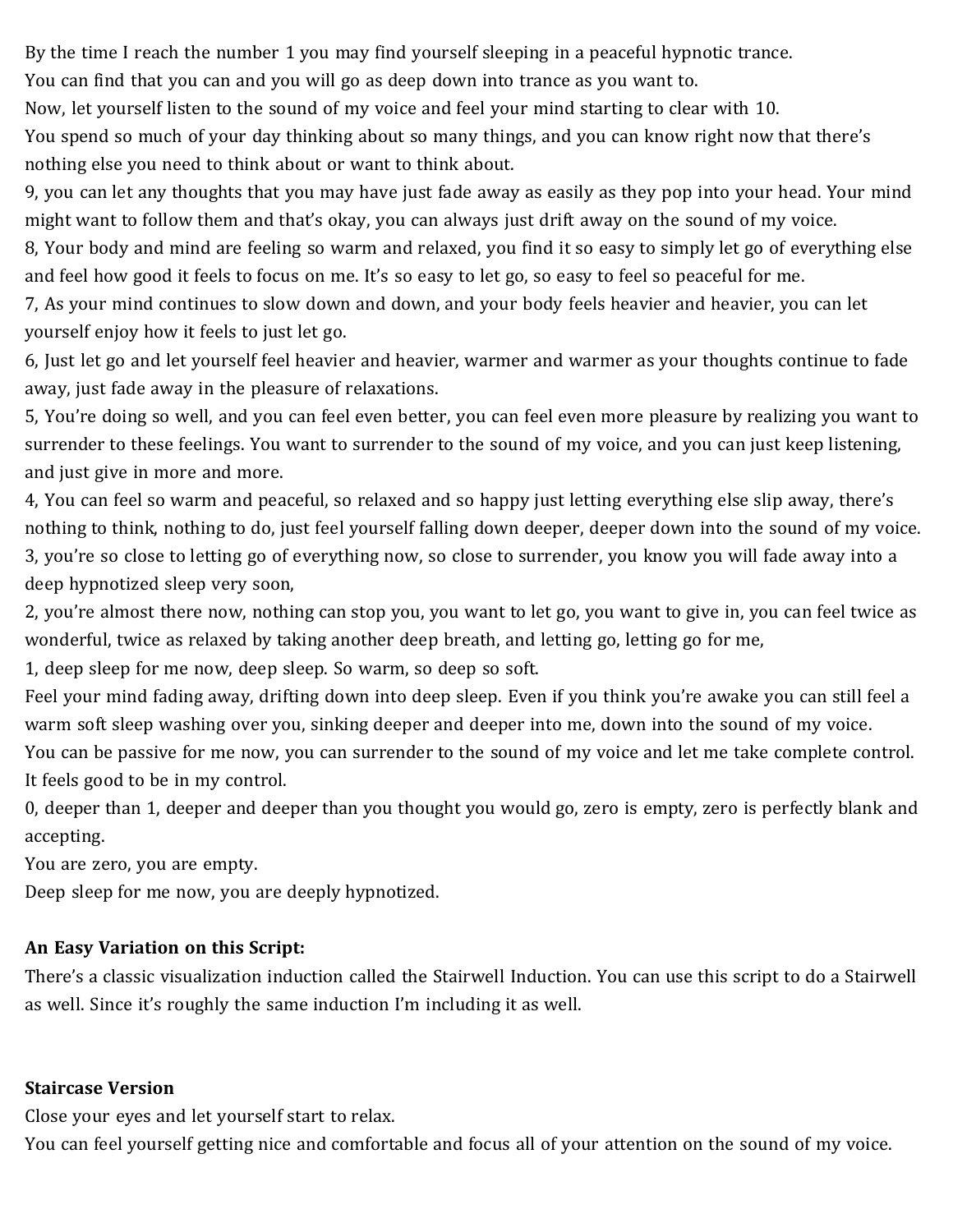By the time I reach the number 1 you may find yourself sleeping in a peaceful hypnotic trance.
You can find that you can and you will go as deep down into trance as you want to.
Now, let yourself listen to the sound of my voice and feel your mind starting to clear with 10.
You spend so much of your day thinking about so many things, and you can know right now that there's nothing else you need to think about or want to think about.
9, you can let any thoughts that you may have just fade away as easily as they pop into your head. Your mind might want to follow them and that's okay, you can always just drift away on the sound of my voice.
8, Your body and mind are feeling so warm and relaxed, you find it so easy to simply let go of everything else and feel how good it feels to focus on me. It's so easy to let go, so easy to feel so peaceful for me.
7, As your mind continues to slow down and down, and your body feels heavier and heavier, you can let yourself enjoy how it feels to just let go.
6, Just let go and let yourself feel heavier and heavier, warmer and warmer as your thoughts continue to fade away, just fade away in the pleasure of relaxations.
5, You're doing so well, and you can feel even better, you can feel even more pleasure by realizing you want to surrender to these feelings. You want to surrender to the sound of my voice, and you can just keep listening, and just give in more and more.
4, You can feel so warm and peaceful, so relaxed and so happy just letting everything else slip away, there's nothing to think, nothing to do, just feel yourself falling down deeper, deeper down into the sound of my voice.
3, you're so close to letting go of everything now, so close to surrender, you know you will fade away into a deep hypnotized sleep very soon,
2, you're almost there now, nothing can stop you, you want to let go, you want to give in, you can feel twice as wonderful, twice as relaxed by taking another deep breath, and letting go, letting go for me,
1, deep sleep for me now, deep sleep. So warm, so deep so soft.
Feel your mind fading away, drifting down into deep sleep. Even if you think you're awake you can still feel a warm soft sleep washing over you, sinking deeper and deeper into me, down into the sound of my voice.
You can be passive for me now, you can surrender to the sound of my voice and let me take complete control. It feels good to be in my control.
0, deeper than 1, deeper and deeper than you thought you would go, zero is empty, zero is perfectly blank and accepting.
You are zero, you are empty.
Deep sleep for me now, you are deeply hypnotized.

**An Easy Variation on this Script:**
There's a classic visualization induction called the Stairwell Induction. You can use this script to do a Stairwell as well. Since it's roughly the same induction I'm including it as well.

**Staircase Version**
Close your eyes and let yourself start to relax.
You can feel yourself getting nice and comfortable and focus all of your attention on the sound of my voice.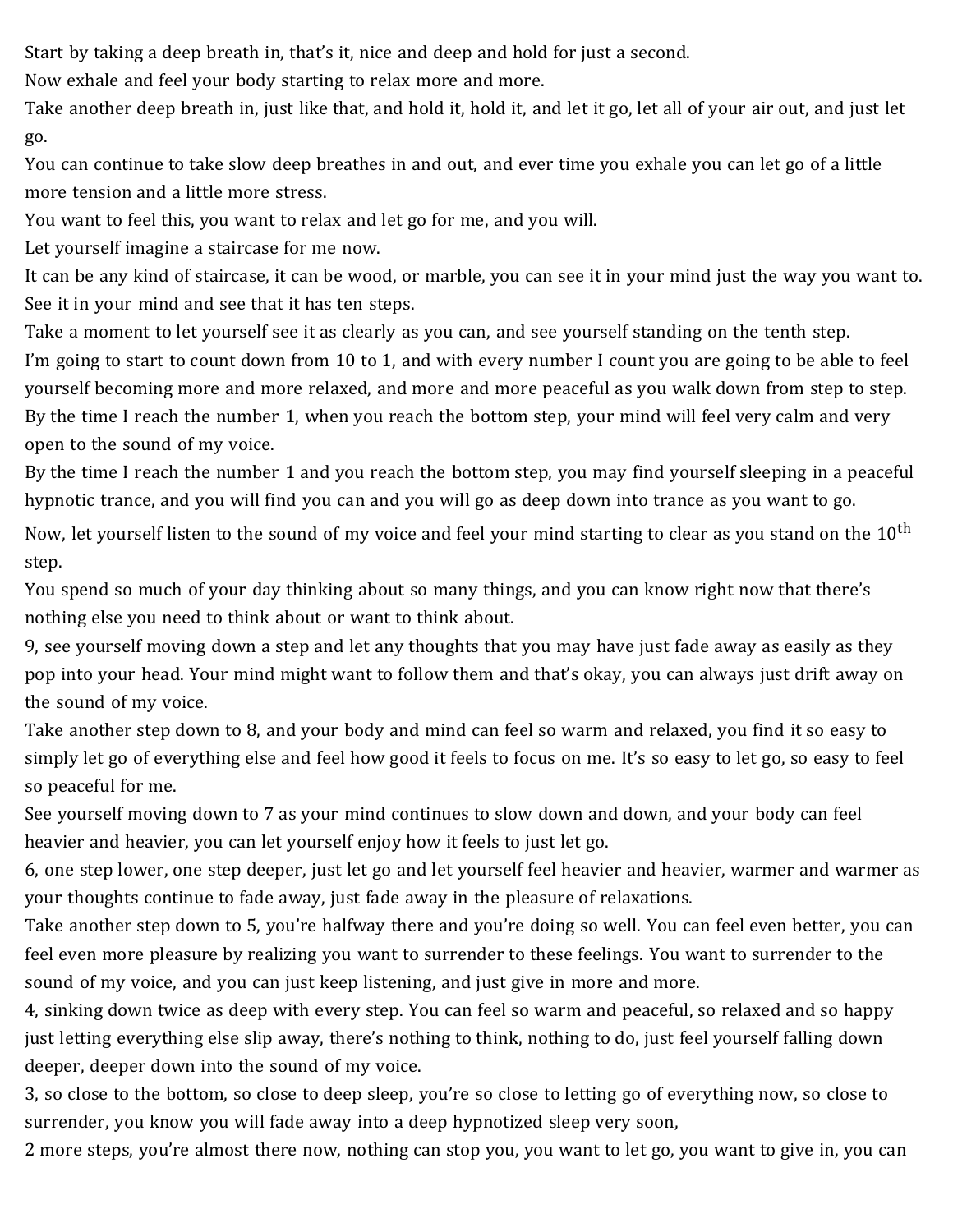Start by taking a deep breath in, that's it, nice and deep and hold for just a second.

Now exhale and feel your body starting to relax more and more.

Take another deep breath in, just like that, and hold it, hold it, and let it go, let all of your air out, and just let go.

You can continue to take slow deep breathes in and out, and ever time you exhale you can let go of a little more tension and a little more stress.

You want to feel this, you want to relax and let go for me, and you will.

Let yourself imagine a staircase for me now.

It can be any kind of staircase, it can be wood, or marble, you can see it in your mind just the way you want to.

See it in your mind and see that it has ten steps.

Take a moment to let yourself see it as clearly as you can, and see yourself standing on the tenth step.

I'm going to start to count down from 10 to 1, and with every number I count you are going to be able to feel yourself becoming more and more relaxed, and more and more peaceful as you walk down from step to step.

By the time I reach the number 1, when you reach the bottom step, your mind will feel very calm and very open to the sound of my voice.

By the time I reach the number 1 and you reach the bottom step, you may find yourself sleeping in a peaceful hypnotic trance, and you will find you can and you will go as deep down into trance as you want to go.

Now, let yourself listen to the sound of my voice and feel your mind starting to clear as you stand on the 10th step.

You spend so much of your day thinking about so many things, and you can know right now that there's nothing else you need to think about or want to think about.

9, see yourself moving down a step and let any thoughts that you may have just fade away as easily as they pop into your head. Your mind might want to follow them and that's okay, you can always just drift away on the sound of my voice.

Take another step down to 8, and your body and mind can feel so warm and relaxed, you find it so easy to simply let go of everything else and feel how good it feels to focus on me. It's so easy to let go, so easy to feel so peaceful for me.

See yourself moving down to 7 as your mind continues to slow down and down, and your body can feel heavier and heavier, you can let yourself enjoy how it feels to just let go.

6, one step lower, one step deeper, just let go and let yourself feel heavier and heavier, warmer and warmer as your thoughts continue to fade away, just fade away in the pleasure of relaxations.

Take another step down to 5, you're halfway there and you're doing so well. You can feel even better, you can feel even more pleasure by realizing you want to surrender to these feelings. You want to surrender to the sound of my voice, and you can just keep listening, and just give in more and more.

4, sinking down twice as deep with every step. You can feel so warm and peaceful, so relaxed and so happy just letting everything else slip away, there's nothing to think, nothing to do, just feel yourself falling down deeper, deeper down into the sound of my voice.

3, so close to the bottom, so close to deep sleep, you're so close to letting go of everything now, so close to surrender, you know you will fade away into a deep hypnotized sleep very soon,

2 more steps, you're almost there now, nothing can stop you, you want to let go, you want to give in, you can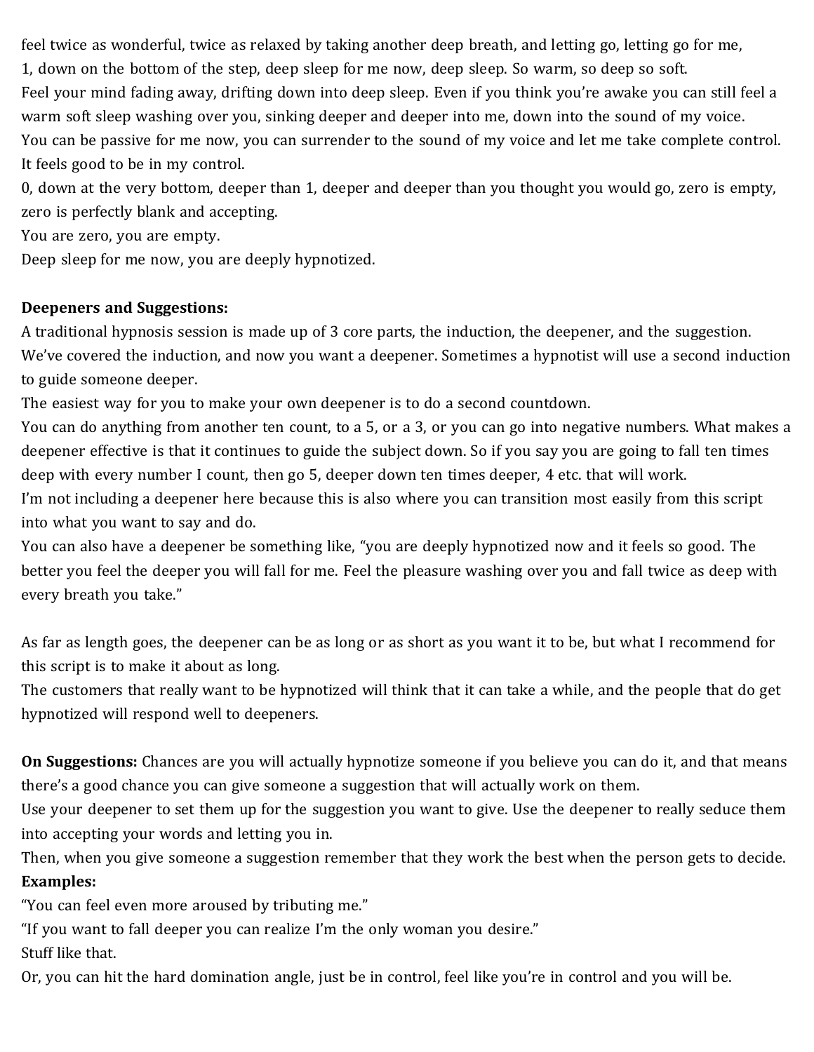feel twice as wonderful, twice as relaxed by taking another deep breath, and letting go, letting go for me,
1, down on the bottom of the step, deep sleep for me now, deep sleep. So warm, so deep so soft.
Feel your mind fading away, drifting down into deep sleep. Even if you think you're awake you can still feel a warm soft sleep washing over you, sinking deeper and deeper into me, down into the sound of my voice.
You can be passive for me now, you can surrender to the sound of my voice and let me take complete control. It feels good to be in my control.
0, down at the very bottom, deeper than 1, deeper and deeper than you thought you would go, zero is empty, zero is perfectly blank and accepting.
You are zero, you are empty.
Deep sleep for me now, you are deeply hypnotized.

**Deepeners and Suggestions:**
A traditional hypnosis session is made up of 3 core parts, the induction, the deepener, and the suggestion.
We've covered the induction, and now you want a deepener. Sometimes a hypnotist will use a second induction to guide someone deeper.
The easiest way for you to make your own deepener is to do a second countdown.
You can do anything from another ten count, to a 5, or a 3, or you can go into negative numbers. What makes a deepener effective is that it continues to guide the subject down. So if you say you are going to fall ten times deep with every number I count, then go 5, deeper down ten times deeper, 4 etc. that will work.
I'm not including a deepener here because this is also where you can transition most easily from this script into what you want to say and do.
You can also have a deepener be something like, "you are deeply hypnotized now and it feels so good. The better you feel the deeper you will fall for me. Feel the pleasure washing over you and fall twice as deep with every breath you take."

As far as length goes, the deepener can be as long or as short as you want it to be, but what I recommend for this script is to make it about as long.
The customers that really want to be hypnotized will think that it can take a while, and the people that do get hypnotized will respond well to deepeners.

**On Suggestions:** Chances are you will actually hypnotize someone if you believe you can do it, and that means there's a good chance you can give someone a suggestion that will actually work on them.
Use your deepener to set them up for the suggestion you want to give. Use the deepener to really seduce them into accepting your words and letting you in.
Then, when you give someone a suggestion remember that they work the best when the person gets to decide.
**Examples:**
"You can feel even more aroused by tributing me."
"If you want to fall deeper you can realize I'm the only woman you desire."
Stuff like that.
Or, you can hit the hard domination angle, just be in control, feel like you're in control and you will be.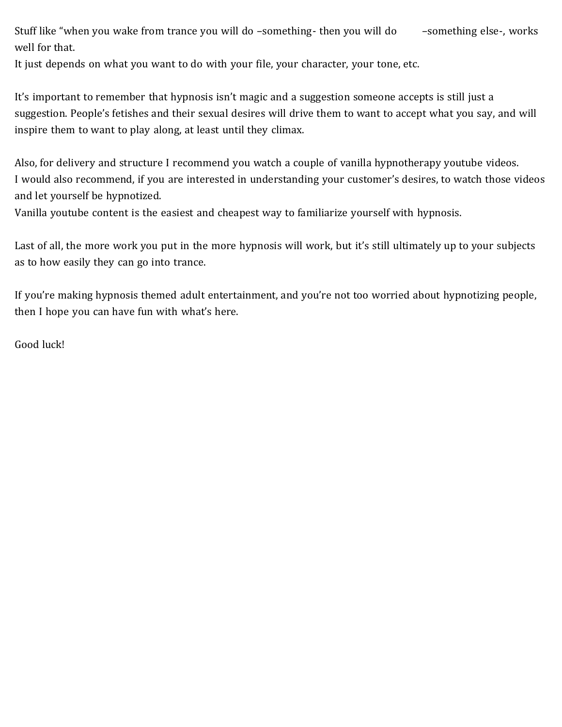Stuff like “when you wake from trance you will do –something- then you will do –something else-, works well for that.
It just depends on what you want to do with your file, your character, your tone, etc.

It’s important to remember that hypnosis isn’t magic and a suggestion someone accepts is still just a suggestion. People’s fetishes and their sexual desires will drive them to want to accept what you say, and will inspire them to want to play along, at least until they climax.

Also, for delivery and structure I recommend you watch a couple of vanilla hypnotherapy youtube videos.
I would also recommend, if you are interested in understanding your customer’s desires, to watch those videos and let yourself be hypnotized.
Vanilla youtube content is the easiest and cheapest way to familiarize yourself with hypnosis.

Last of all, the more work you put in the more hypnosis will work, but it’s still ultimately up to your subjects as to how easily they can go into trance.

If you’re making hypnosis themed adult entertainment, and you’re not too worried about hypnotizing people, then I hope you can have fun with what’s here.

Good luck!